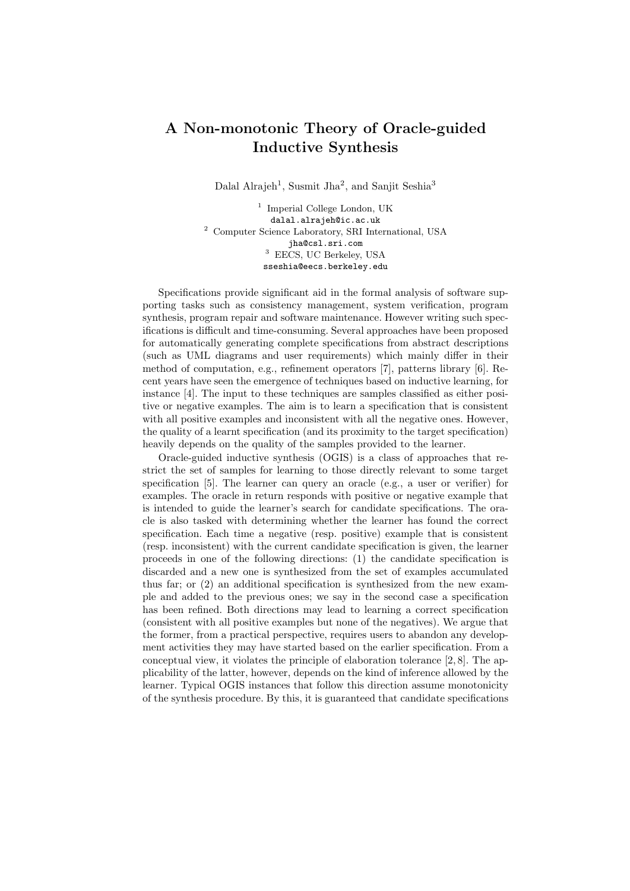# A Non-monotonic Theory of Oracle-guided Inductive Synthesis

Dalal Alrajeh[1], Susmit Jha[2], and Sanjit Seshia[3]

[1] Imperial College London, UK
dalal.alrajeh@ic.ac.uk
[2] Computer Science Laboratory, SRI International, USA
jha@csl.sri.com
[3] EECS, UC Berkeley, USA
sseshia@eecs.berkeley.edu

Specifications provide significant aid in the formal analysis of software supporting tasks such as consistency management, system verification, program synthesis, program repair and software maintenance. However writing such specifications is difficult and time-consuming. Several approaches have been proposed for automatically generating complete specifications from abstract descriptions (such as UML diagrams and user requirements) which mainly differ in their method of computation, e.g., refinement operators [7], patterns library [6]. Recent years have seen the emergence of techniques based on inductive learning, for instance [4]. The input to these techniques are samples classified as either positive or negative examples. The aim is to learn a specification that is consistent with all positive examples and inconsistent with all the negative ones. However, the quality of a learnt specification (and its proximity to the target specification) heavily depends on the quality of the samples provided to the learner.

Oracle-guided inductive synthesis (OGIS) is a class of approaches that restrict the set of samples for learning to those directly relevant to some target specification [5]. The learner can query an oracle (e.g., a user or verifier) for examples. The oracle in return responds with positive or negative example that is intended to guide the learner's search for candidate specifications. The oracle is also tasked with determining whether the learner has found the correct specification. Each time a negative (resp. positive) example that is consistent (resp. inconsistent) with the current candidate specification is given, the learner proceeds in one of the following directions: (1) the candidate specification is discarded and a new one is synthesized from the set of examples accumulated thus far; or (2) an additional specification is synthesized from the new example and added to the previous ones; we say in the second case a specification has been refined. Both directions may lead to learning a correct specification (consistent with all positive examples but none of the negatives). We argue that the former, from a practical perspective, requires users to abandon any development activities they may have started based on the earlier specification. From a conceptual view, it violates the principle of elaboration tolerance [2, 8]. The applicability of the latter, however, depends on the kind of inference allowed by the learner. Typical OGIS instances that follow this direction assume monotonicity of the synthesis procedure. By this, it is guaranteed that candidate specifications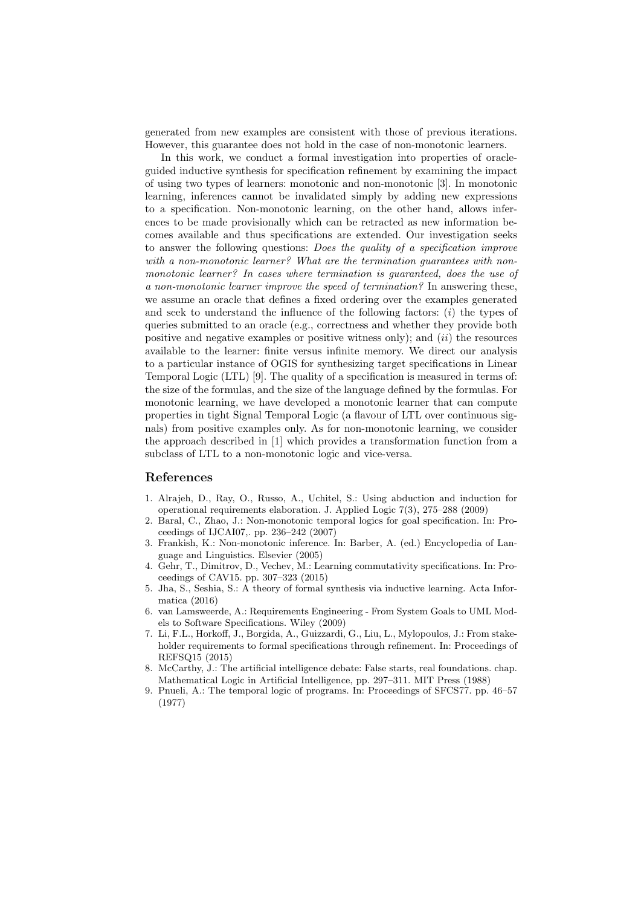generated from new examples are consistent with those of previous iterations. However, this guarantee does not hold in the case of non-monotonic learners.

In this work, we conduct a formal investigation into properties of oracle-guided inductive synthesis for specification refinement by examining the impact of using two types of learners: monotonic and non-monotonic [3]. In monotonic learning, inferences cannot be invalidated simply by adding new expressions to a specification. Non-monotonic learning, on the other hand, allows inferences to be made provisionally which can be retracted as new information becomes available and thus specifications are extended. Our investigation seeks to answer the following questions: *Does the quality of a specification improve with a non-monotonic learner? What are the termination guarantees with non-monotonic learner? In cases where termination is guaranteed, does the use of a non-monotonic learner improve the speed of termination?* In answering these, we assume an oracle that defines a fixed ordering over the examples generated and seek to understand the influence of the following factors: (*i*) the types of queries submitted to an oracle (e.g., correctness and whether they provide both positive and negative examples or positive witness only); and (*ii*) the resources available to the learner: finite versus infinite memory. We direct our analysis to a particular instance of OGIS for synthesizing target specifications in Linear Temporal Logic (LTL) [9]. The quality of a specification is measured in terms of: the size of the formulas, and the size of the language defined by the formulas. For monotonic learning, we have developed a monotonic learner that can compute properties in tight Signal Temporal Logic (a flavour of LTL over continuous signals) from positive examples only. As for non-monotonic learning, we consider the approach described in [1] which provides a transformation function from a subclass of LTL to a non-monotonic logic and vice-versa.

## References

1. Alrajeh, D., Ray, O., Russo, A., Uchitel, S.: Using abduction and induction for operational requirements elaboration. J. Applied Logic 7(3), 275–288 (2009)
2. Baral, C., Zhao, J.: Non-monotonic temporal logics for goal specification. In: Proceedings of IJCAI07,. pp. 236–242 (2007)
3. Frankish, K.: Non-monotonic inference. In: Barber, A. (ed.) Encyclopedia of Language and Linguistics. Elsevier (2005)
4. Gehr, T., Dimitrov, D., Vechev, M.: Learning commutativity specifications. In: Proceedings of CAV15. pp. 307–323 (2015)
5. Jha, S., Seshia, S.: A theory of formal synthesis via inductive learning. Acta Informatica (2016)
6. van Lamsweerde, A.: Requirements Engineering - From System Goals to UML Models to Software Specifications. Wiley (2009)
7. Li, F.L., Horkoff, J., Borgida, A., Guizzardi, G., Liu, L., Mylopoulos, J.: From stakeholder requirements to formal specifications through refinement. In: Proceedings of REFSQ15 (2015)
8. McCarthy, J.: The artificial intelligence debate: False starts, real foundations. chap. Mathematical Logic in Artificial Intelligence, pp. 297–311. MIT Press (1988)
9. Pnueli, A.: The temporal logic of programs. In: Proceedings of SFCS77. pp. 46–57 (1977)